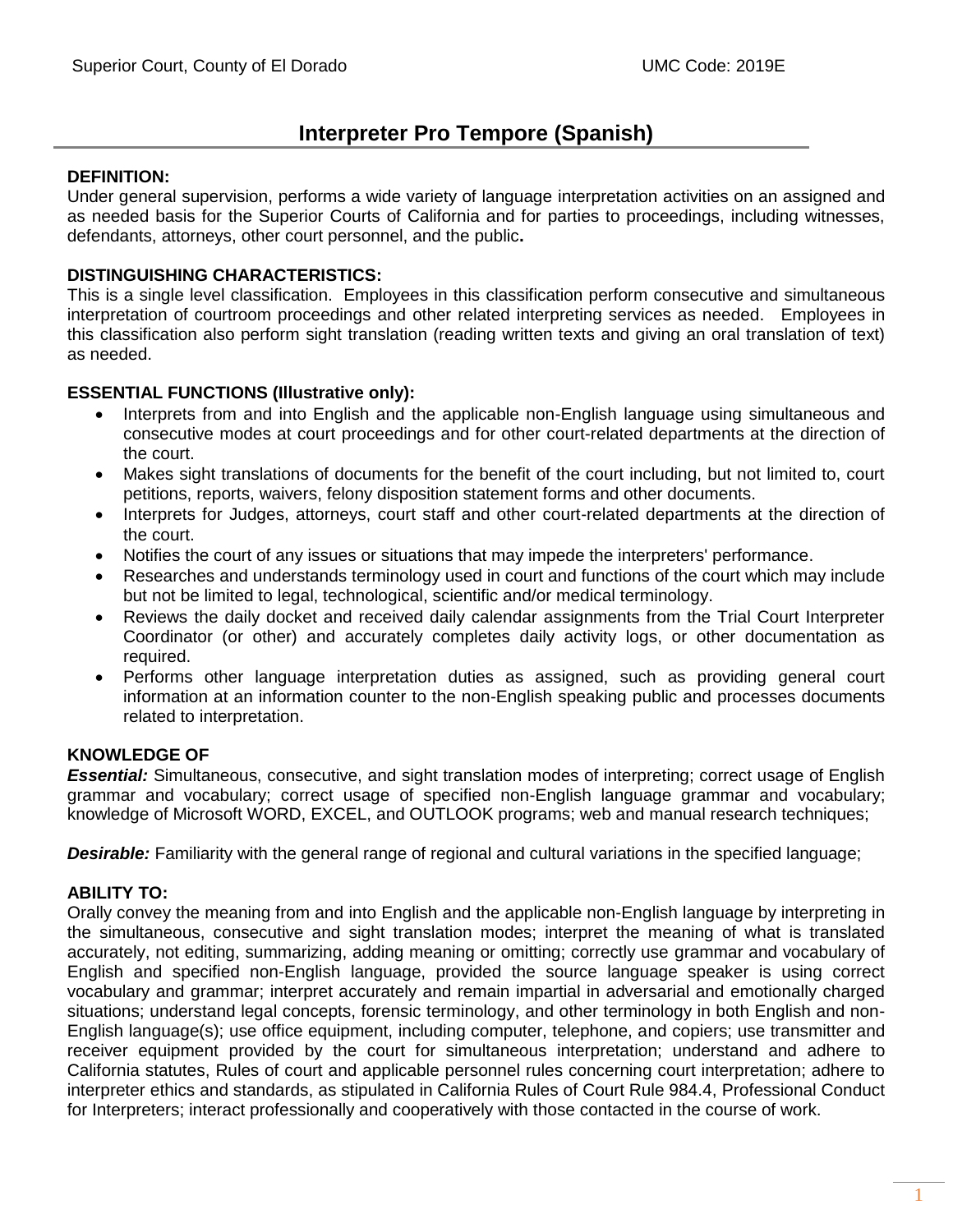# Interpreter Pro Tempore (Spanish)

**DEFINITION:**
Under general supervision, performs a wide variety of language interpretation activities on an assigned and as needed basis for the Superior Courts of California and for parties to proceedings, including witnesses, defendants, attorneys, other court personnel, and the public**.**

**DISTINGUISHING CHARACTERISTICS:**
This is a single level classification. Employees in this classification perform consecutive and simultaneous interpretation of courtroom proceedings and other related interpreting services as needed. Employees in this classification also perform sight translation (reading written texts and giving an oral translation of text) as needed.

**ESSENTIAL FUNCTIONS (Illustrative only):**

- Interprets from and into English and the applicable non-English language using simultaneous and consecutive modes at court proceedings and for other court-related departments at the direction of the court.
- Makes sight translations of documents for the benefit of the court including, but not limited to, court petitions, reports, waivers, felony disposition statement forms and other documents.
- Interprets for Judges, attorneys, court staff and other court-related departments at the direction of the court.
- Notifies the court of any issues or situations that may impede the interpreters' performance.
- Researches and understands terminology used in court and functions of the court which may include but not be limited to legal, technological, scientific and/or medical terminology.
- Reviews the daily docket and received daily calendar assignments from the Trial Court Interpreter Coordinator (or other) and accurately completes daily activity logs, or other documentation as required.
- Performs other language interpretation duties as assigned, such as providing general court information at an information counter to the non-English speaking public and processes documents related to interpretation.

**KNOWLEDGE OF**
***Essential:*** Simultaneous, consecutive, and sight translation modes of interpreting; correct usage of English grammar and vocabulary; correct usage of specified non-English language grammar and vocabulary; knowledge of Microsoft WORD, EXCEL, and OUTLOOK programs; web and manual research techniques;

***Desirable:*** Familiarity with the general range of regional and cultural variations in the specified language;

**ABILITY TO:**
Orally convey the meaning from and into English and the applicable non-English language by interpreting in the simultaneous, consecutive and sight translation modes; interpret the meaning of what is translated accurately, not editing, summarizing, adding meaning or omitting; correctly use grammar and vocabulary of English and specified non-English language, provided the source language speaker is using correct vocabulary and grammar; interpret accurately and remain impartial in adversarial and emotionally charged situations; understand legal concepts, forensic terminology, and other terminology in both English and non-English language(s); use office equipment, including computer, telephone, and copiers; use transmitter and receiver equipment provided by the court for simultaneous interpretation; understand and adhere to California statutes, Rules of court and applicable personnel rules concerning court interpretation; adhere to interpreter ethics and standards, as stipulated in California Rules of Court Rule 984.4, Professional Conduct for Interpreters; interact professionally and cooperatively with those contacted in the course of work.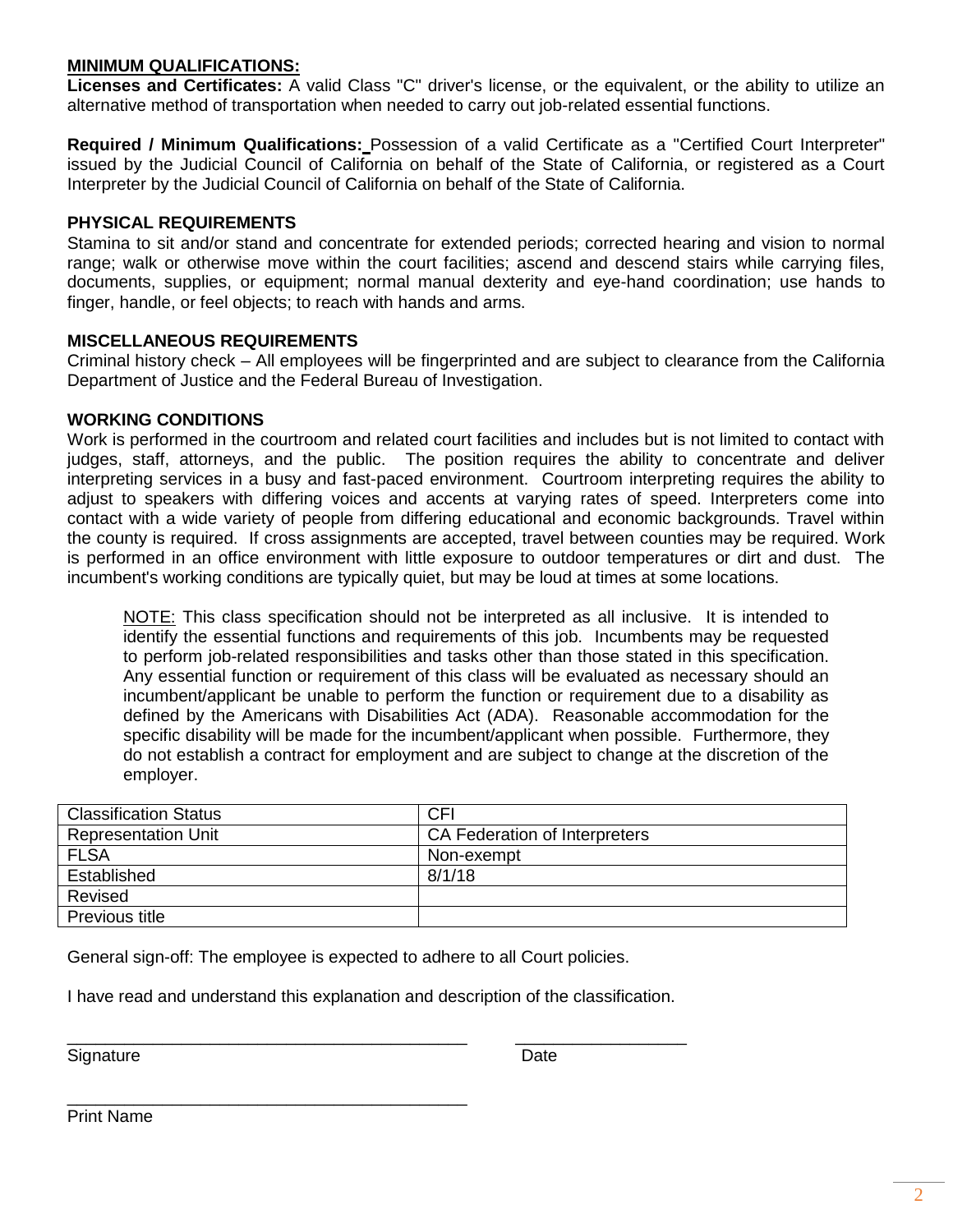**MINIMUM QUALIFICATIONS:**

**Licenses and Certificates:** A valid Class "C" driver's license, or the equivalent, or the ability to utilize an alternative method of transportation when needed to carry out job-related essential functions.

**Required / Minimum Qualifications:** Possession of a valid Certificate as a "Certified Court Interpreter" issued by the Judicial Council of California on behalf of the State of California, or registered as a Court Interpreter by the Judicial Council of California on behalf of the State of California.

**PHYSICAL REQUIREMENTS**

Stamina to sit and/or stand and concentrate for extended periods; corrected hearing and vision to normal range; walk or otherwise move within the court facilities; ascend and descend stairs while carrying files, documents, supplies, or equipment; normal manual dexterity and eye-hand coordination; use hands to finger, handle, or feel objects; to reach with hands and arms.

**MISCELLANEOUS REQUIREMENTS**

Criminal history check – All employees will be fingerprinted and are subject to clearance from the California Department of Justice and the Federal Bureau of Investigation.

**WORKING CONDITIONS**

Work is performed in the courtroom and related court facilities and includes but is not limited to contact with judges, staff, attorneys, and the public. The position requires the ability to concentrate and deliver interpreting services in a busy and fast-paced environment. Courtroom interpreting requires the ability to adjust to speakers with differing voices and accents at varying rates of speed. Interpreters come into contact with a wide variety of people from differing educational and economic backgrounds. Travel within the county is required. If cross assignments are accepted, travel between counties may be required. Work is performed in an office environment with little exposure to outdoor temperatures or dirt and dust. The incumbent's working conditions are typically quiet, but may be loud at times at some locations.

> NOTE: This class specification should not be interpreted as all inclusive. It is intended to identify the essential functions and requirements of this job. Incumbents may be requested to perform job-related responsibilities and tasks other than those stated in this specification. Any essential function or requirement of this class will be evaluated as necessary should an incumbent/applicant be unable to perform the function or requirement due to a disability as defined by the Americans with Disabilities Act (ADA). Reasonable accommodation for the specific disability will be made for the incumbent/applicant when possible. Furthermore, they do not establish a contract for employment and are subject to change at the discretion of the employer.

| | |
|---|---|
| Classification Status | CFI |
| Representation Unit | CA Federation of Interpreters |
| FLSA | Non-exempt |
| Established | 8/1/18 |
| Revised | |
| Previous title | |

General sign-off: The employee is expected to adhere to all Court policies.

I have read and understand this explanation and description of the classification.

\_\_\_\_\_\_\_\_\_\_\_\_\_\_\_\_\_\_\_\_\_\_\_\_\_\_\_\_\_\_\_\_\_\_\_\_\_\_\_\_\_ \_\_\_\_\_\_\_\_\_\_\_\_\_\_\_\_\_\_

Signature Date

\_\_\_\_\_\_\_\_\_\_\_\_\_\_\_\_\_\_\_\_\_\_\_\_\_\_\_\_\_\_\_\_\_\_\_\_\_\_\_\_\_

Print Name